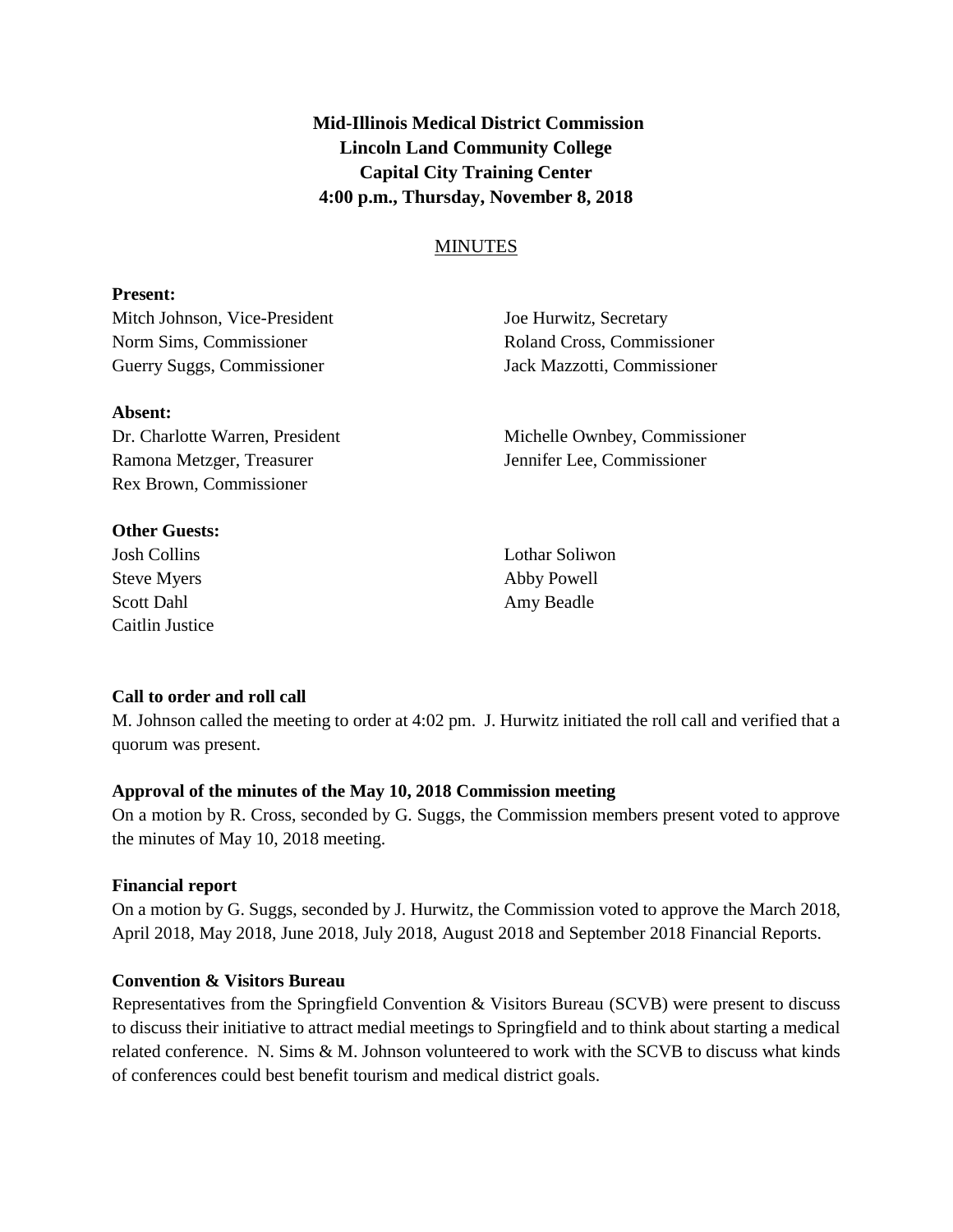**Mid-Illinois Medical District Commission**
**Lincoln Land Community College**
**Capital City Training Center**
**4:00 p.m., Thursday, November 8, 2018**

MINUTES

**Present:**

Mitch Johnson, Vice-President
Norm Sims, Commissioner
Guerry Suggs, Commissioner
Joe Hurwitz, Secretary
Roland Cross, Commissioner
Jack Mazzotti, Commissioner

**Absent:**

Dr. Charlotte Warren, President
Ramona Metzger, Treasurer
Rex Brown, Commissioner
Michelle Ownbey, Commissioner
Jennifer Lee, Commissioner

**Other Guests:**

Josh Collins
Steve Myers
Scott Dahl
Caitlin Justice
Lothar Soliwon
Abby Powell
Amy Beadle

**Call to order and roll call**

M. Johnson called the meeting to order at 4:02 pm. J. Hurwitz initiated the roll call and verified that a quorum was present.

**Approval of the minutes of the May 10, 2018 Commission meeting**

On a motion by R. Cross, seconded by G. Suggs, the Commission members present voted to approve the minutes of May 10, 2018 meeting.

**Financial report**

On a motion by G. Suggs, seconded by J. Hurwitz, the Commission voted to approve the March 2018, April 2018, May 2018, June 2018, July 2018, August 2018 and September 2018 Financial Reports.

**Convention & Visitors Bureau**

Representatives from the Springfield Convention & Visitors Bureau (SCVB) were present to discuss to discuss their initiative to attract medial meetings to Springfield and to think about starting a medical related conference. N. Sims & M. Johnson volunteered to work with the SCVB to discuss what kinds of conferences could best benefit tourism and medical district goals.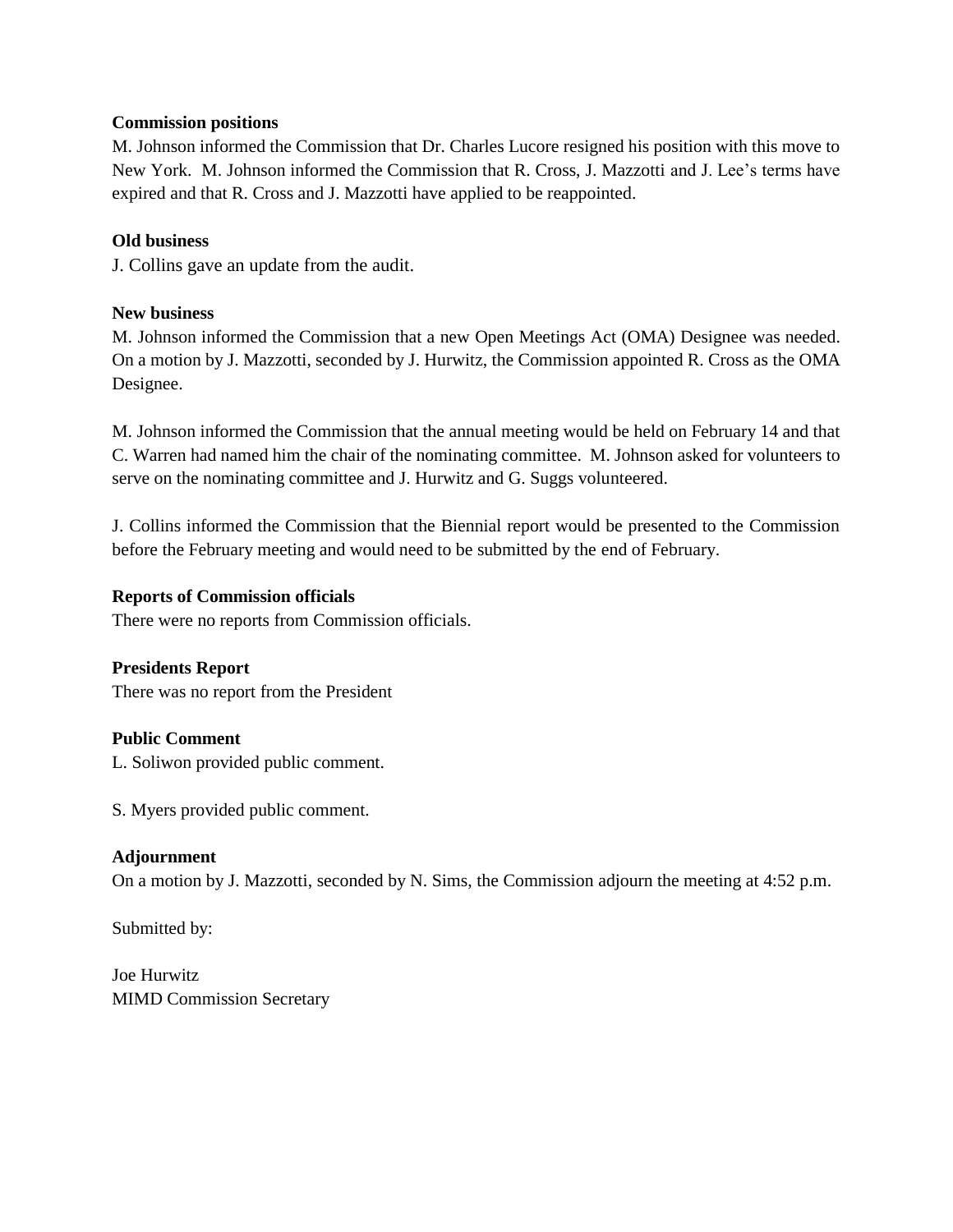**Commission positions**

M. Johnson informed the Commission that Dr. Charles Lucore resigned his position with this move to New York. M. Johnson informed the Commission that R. Cross, J. Mazzotti and J. Lee's terms have expired and that R. Cross and J. Mazzotti have applied to be reappointed.

**Old business**

J. Collins gave an update from the audit.

**New business**

M. Johnson informed the Commission that a new Open Meetings Act (OMA) Designee was needed. On a motion by J. Mazzotti, seconded by J. Hurwitz, the Commission appointed R. Cross as the OMA Designee.

M. Johnson informed the Commission that the annual meeting would be held on February 14 and that C. Warren had named him the chair of the nominating committee. M. Johnson asked for volunteers to serve on the nominating committee and J. Hurwitz and G. Suggs volunteered.

J. Collins informed the Commission that the Biennial report would be presented to the Commission before the February meeting and would need to be submitted by the end of February.

**Reports of Commission officials**

There were no reports from Commission officials.

**Presidents Report**

There was no report from the President

**Public Comment**

L. Soliwon provided public comment.

S. Myers provided public comment.

**Adjournment**

On a motion by J. Mazzotti, seconded by N. Sims, the Commission adjourn the meeting at 4:52 p.m.

Submitted by:

Joe Hurwitz
MIMD Commission Secretary